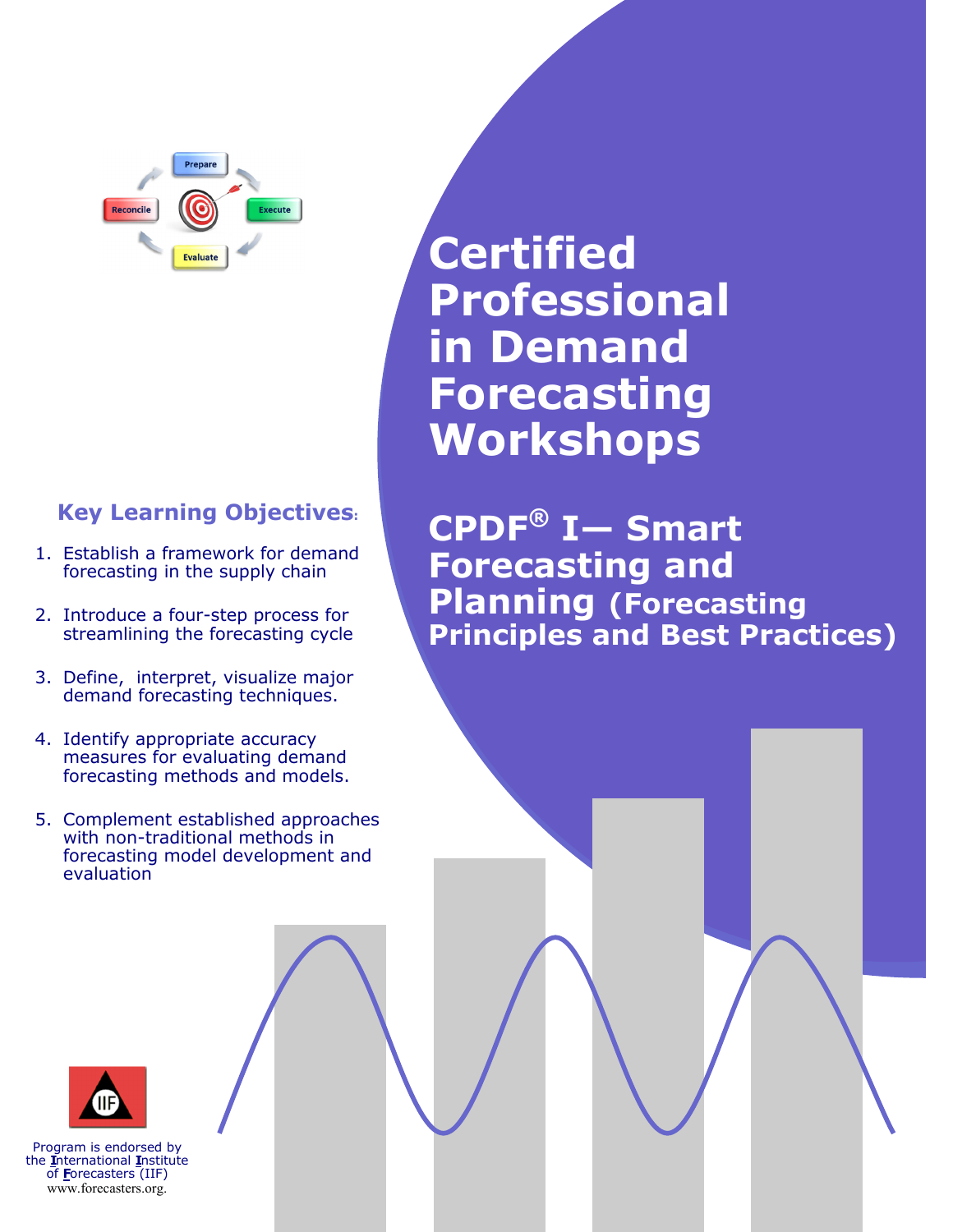Prepare

Execute

Evaluate

Reconcile

# Certified Professional in Demand Forecasting Workshops

## CPDF® I— Smart Forecasting and Planning (Forecasting Principles and Best Practices)

### Key Learning Objectives:

1. Establish a framework for demand forecasting in the supply chain
2. Introduce a four-step process for streamlining the forecasting cycle
3. Define, interpret, visualize major demand forecasting techniques.
4. Identify appropriate accuracy measures for evaluating demand forecasting methods and models.
5. Complement established approaches with non-traditional methods in forecasting model development and evaluation

Program is endorsed by the International Institute of Forecasters (IIF) www.forecasters.org.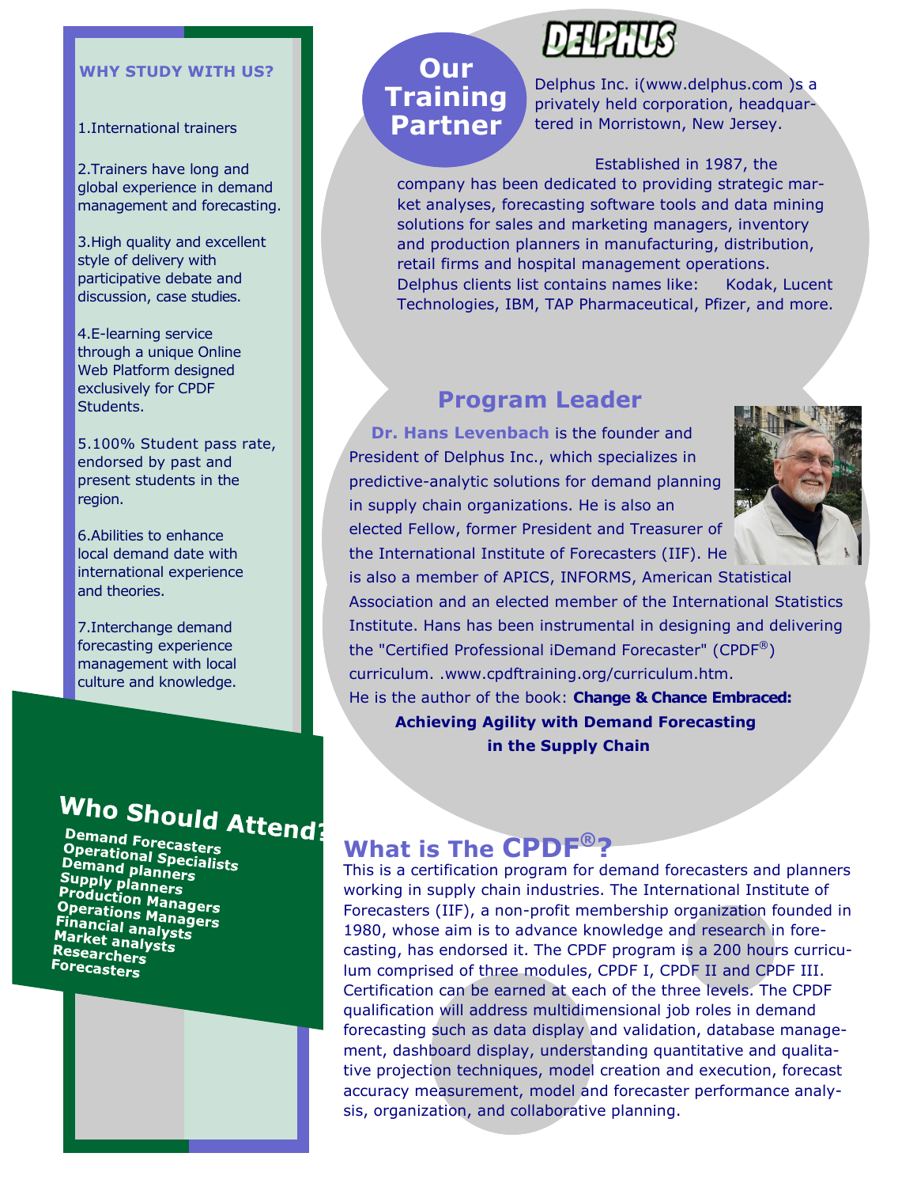## WHY STUDY WITH US?

1. International trainers
2. Trainers have long and global experience in demand management and forecasting.
3. High quality and excellent style of delivery with participative debate and discussion, case studies.
4. E-learning service through a unique Online Web Platform designed exclusively for CPDF Students.
5. 100% Student pass rate, endorsed by past and present students in the region.
6. Abilities to enhance local demand date with international experience and theories.
7. Interchange demand forecasting experience management with local culture and knowledge.

## Who Should Attend?

**Demand Forecasters**
**Operational Specialists**
**Demand planners**
**Supply planners**
**Production Managers**
**Operations Managers**
**Financial analysts**
**Market analysts**
**Researchers**
**Forecasters**

## Our Training Partner

DELPHUS

Delphus Inc. i(www.delphus.com )s a privately held corporation, headquartered in Morristown, New Jersey.

Established in 1987, the company has been dedicated to providing strategic market analyses, forecasting software tools and data mining solutions for sales and marketing managers, inventory and production planners in manufacturing, distribution, retail firms and hospital management operations. Delphus clients list contains names like: Kodak, Lucent Technologies, IBM, TAP Pharmaceutical, Pfizer, and more.

## Program Leader

**Dr. Hans Levenbach** is the founder and President of Delphus Inc., which specializes in predictive-analytic solutions for demand planning in supply chain organizations. He is also an elected Fellow, former President and Treasurer of the International Institute of Forecasters (IIF). He is also a member of APICS, INFORMS, American Statistical Association and an elected member of the International Statistics Institute. Hans has been instrumental in designing and delivering the "Certified Professional iDemand Forecaster" (CPDF®) curriculum. .www.cpdftraining.org/curriculum.htm.
He is the author of the book: **Change & Chance Embraced: Achieving Agility with Demand Forecasting in the Supply Chain**

## What is The CPDF®?

This is a certification program for demand forecasters and planners working in supply chain industries. The International Institute of Forecasters (IIF), a non-profit membership organization founded in 1980, whose aim is to advance knowledge and research in forecasting, has endorsed it. The CPDF program is a 200 hours curriculum comprised of three modules, CPDF I, CPDF II and CPDF III. Certification can be earned at each of the three levels. The CPDF qualification will address multidimensional job roles in demand forecasting such as data display and validation, database management, dashboard display, understanding quantitative and qualitative projection techniques, model creation and execution, forecast accuracy measurement, model and forecaster performance analysis, organization, and collaborative planning.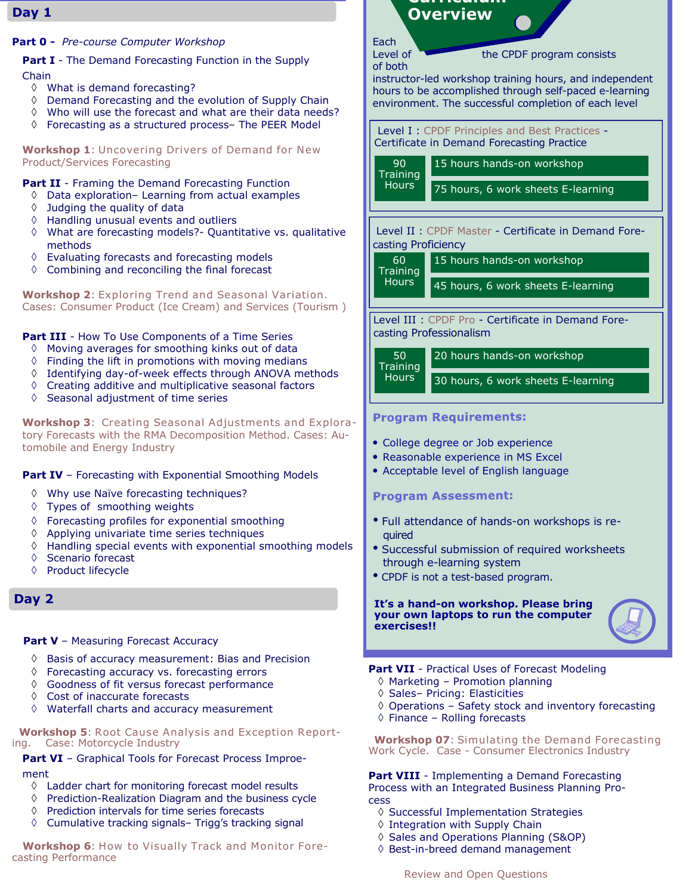## Day 1

**Part 0 -** *Pre-course Computer Workshop*

**Part I** - The Demand Forecasting Function in the Supply Chain

- What is demand forecasting?
- Demand Forecasting and the evolution of Supply Chain
- Who will use the forecast and what are their data needs?
- Forecasting as a structured process– The PEER Model

**Workshop 1**: Uncovering Drivers of Demand for New Product/Services Forecasting

**Part II** - Framing the Demand Forecasting Function

- Data exploration– Learning from actual examples
- Judging the quality of data
- Handling unusual events and outliers
- What are forecasting models?- Quantitative vs. qualitative methods
- Evaluating forecasts and forecasting models
- Combining and reconciling the final forecast

**Workshop 2**: Exploring Trend and Seasonal Variation. Cases: Consumer Product (Ice Cream) and Services (Tourism )

**Part III** - How To Use Components of a Time Series

- Moving averages for smoothing kinks out of data
- Finding the lift in promotions with moving medians
- Identifying day-of-week effects through ANOVA methods
- Creating additive and multiplicative seasonal factors
- Seasonal adjustment of time series

**Workshop 3**: Creating Seasonal Adjustments and Exploratory Forecasts with the RMA Decomposition Method. Cases: Automobile and Energy Industry

**Part IV** – Forecasting with Exponential Smoothing Models

- Why use Naïve forecasting techniques?
- Types of smoothing weights
- Forecasting profiles for exponential smoothing
- Applying univariate time series techniques
- Handling special events with exponential smoothing models
- Scenario forecast
- Product lifecycle

## Day 2

**Part V** – Measuring Forecast Accuracy

- Basis of accuracy measurement: Bias and Precision
- Forecasting accuracy vs. forecasting errors
- Goodness of fit versus forecast performance
- Cost of inaccurate forecasts
- Waterfall charts and accuracy measurement

**Workshop 5**: Root Cause Analysis and Exception Reporting. Case: Motorcycle Industry

**Part VI** – Graphical Tools for Forecast Process Improvement

- Ladder chart for monitoring forecast model results
- Prediction-Realization Diagram and the business cycle
- Prediction intervals for time series forecasts
- Cumulative tracking signals– Trigg's tracking signal

**Workshop 6**: How to Visually Track and Monitor Forecasting Performance

## Curriculum Overview

Each Level of the CPDF program consists of both instructor-led workshop training hours, and independent hours to be accomplished through self-paced e-learning environment. The successful completion of each level

**Level I** : CPDF Principles and Best Practices - Certificate in Demand Forecasting Practice

| | |
|---|---|
| 90 Training Hours | 15 hours hands-on workshop |
| | 75 hours, 6 work sheets E-learning |

**Level II** : CPDF Master - Certificate in Demand Forecasting Proficiency

| | |
|---|---|
| 60 Training Hours | 15 hours hands-on workshop |
| | 45 hours, 6 work sheets E-learning |

**Level III** : CPDF Pro - Certificate in Demand Forecasting Professionalism

| | |
|---|---|
| 50 Training Hours | 20 hours hands-on workshop |
| | 30 hours, 6 work sheets E-learning |

### Program Requirements:

- College degree or Job experience
- Reasonable experience in MS Excel
- Acceptable level of English language

### Program Assessment:

- Full attendance of hands-on workshops is required
- Successful submission of required worksheets through e-learning system
- CPDF is not a test-based program.

**It's a hand-on workshop. Please bring your own laptops to run the computer exercises!!**

**Part VII** - Practical Uses of Forecast Modeling

- Marketing – Promotion planning
- Sales– Pricing: Elasticities
- Operations – Safety stock and inventory forecasting
- Finance – Rolling forecasts

**Workshop 07**: Simulating the Demand Forecasting Work Cycle. Case - Consumer Electronics Industry

**Part VIII** - Implementing a Demand Forecasting Process with an Integrated Business Planning Process

- Successful Implementation Strategies
- Integration with Supply Chain
- Sales and Operations Planning (S&OP)
- Best-in-breed demand management

Review and Open Questions